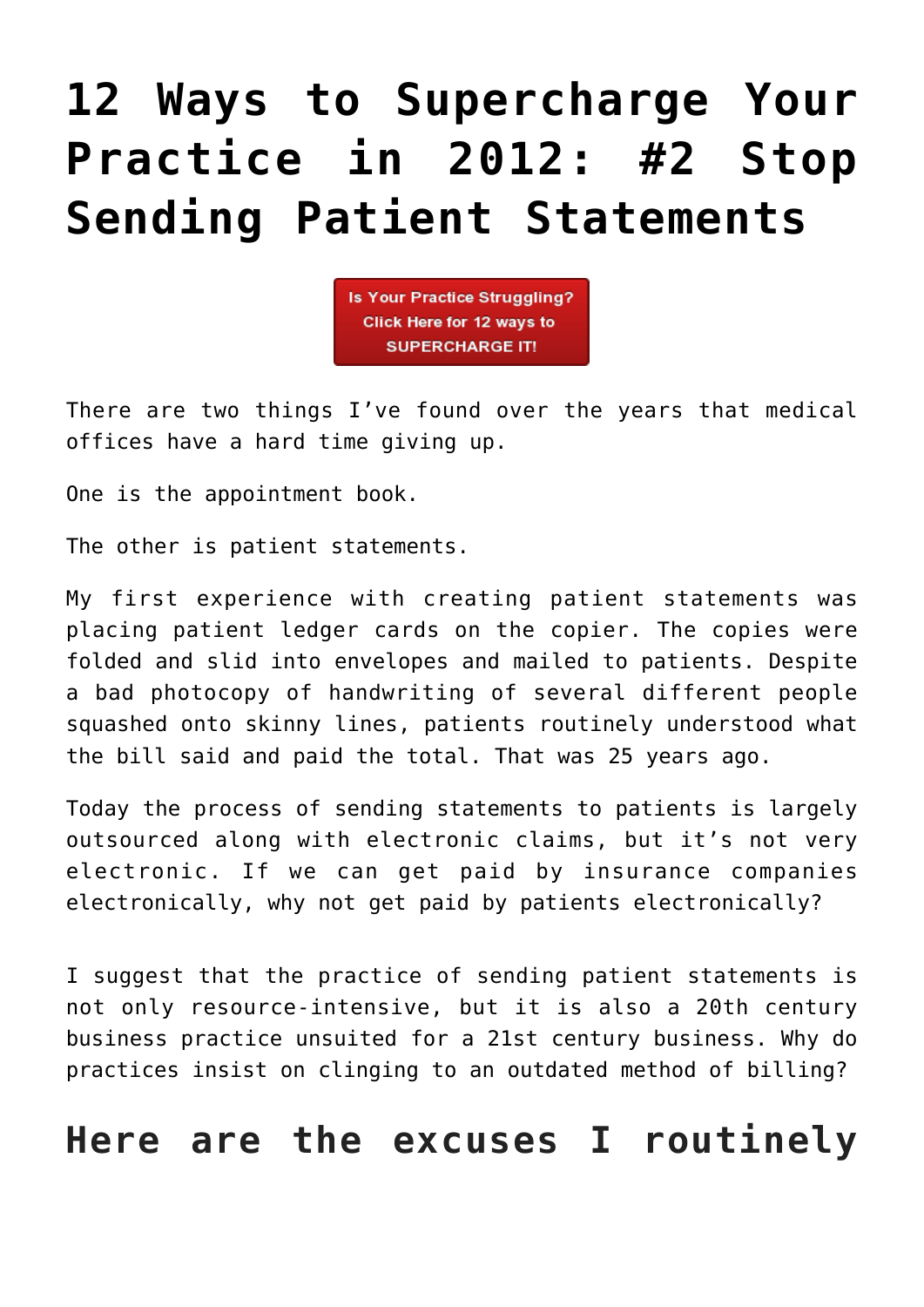# 12 Ways to Supercharge Your Practice in 2012: #2 Stop Sending Patient Statements

Is Your Practice Struggling? Click Here for 12 ways to SUPERCHARGE IT!

There are two things I've found over the years that medical offices have a hard time giving up.

One is the appointment book.

The other is patient statements.

My first experience with creating patient statements was placing patient ledger cards on the copier. The copies were folded and slid into envelopes and mailed to patients. Despite a bad photocopy of handwriting of several different people squashed onto skinny lines, patients routinely understood what the bill said and paid the total. That was 25 years ago.

Today the process of sending statements to patients is largely outsourced along with electronic claims, but it's not very electronic. If we can get paid by insurance companies electronically, why not get paid by patients electronically?

I suggest that the practice of sending patient statements is not only resource-intensive, but it is also a 20th century business practice unsuited for a 21st century business. Why do practices insist on clinging to an outdated method of billing?

## Here are the excuses I routinely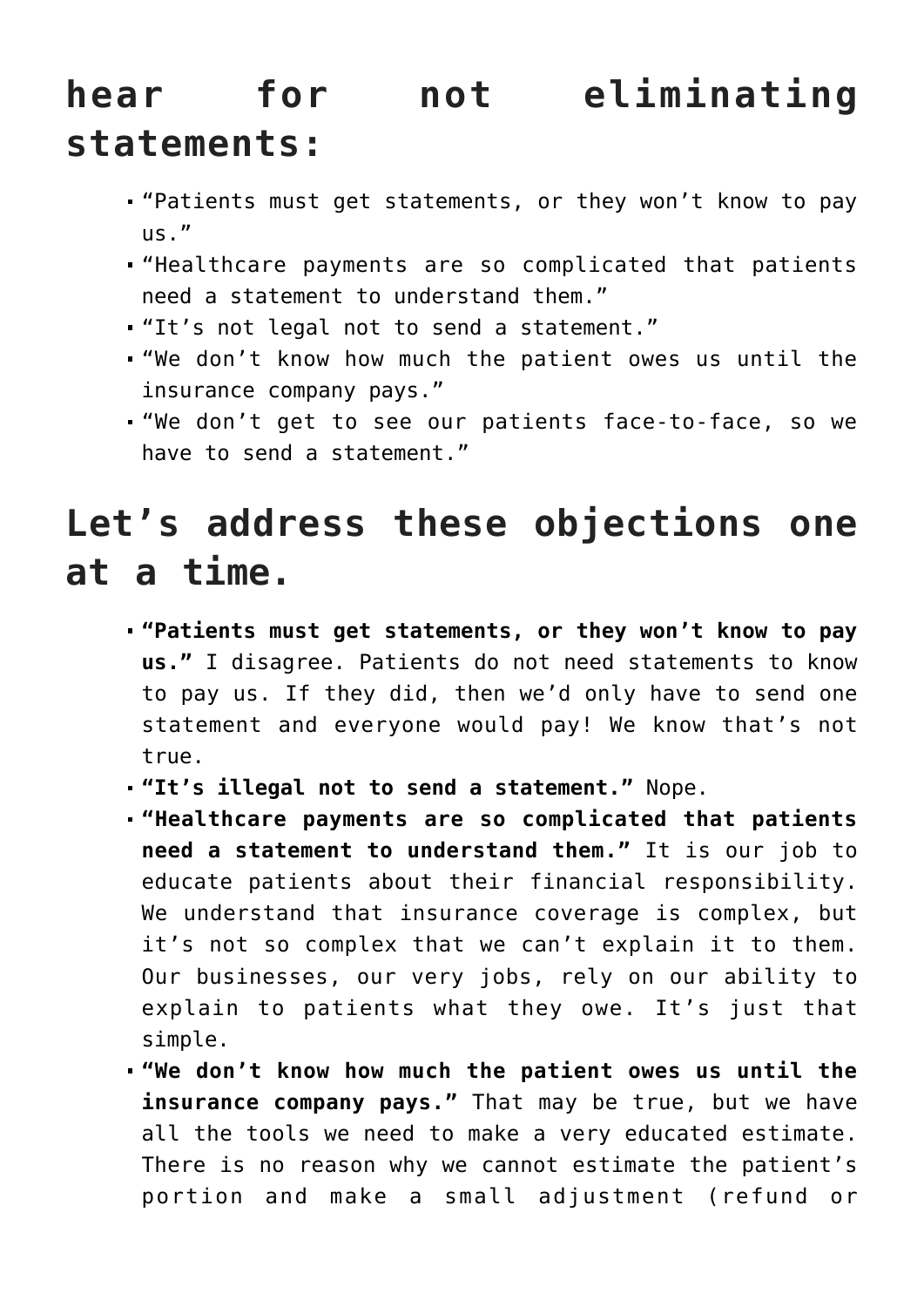## hear for not eliminating statements:

- "Patients must get statements, or they won't know to pay us."
- "Healthcare payments are so complicated that patients need a statement to understand them."
- "It's not legal not to send a statement."
- "We don't know how much the patient owes us until the insurance company pays."
- "We don't get to see our patients face-to-face, so we have to send a statement."

## Let's address these objections one at a time.

- **"Patients must get statements, or they won't know to pay us."** I disagree. Patients do not need statements to know to pay us. If they did, then we'd only have to send one statement and everyone would pay! We know that's not true.
- **"It's illegal not to send a statement."** Nope.
- **"Healthcare payments are so complicated that patients need a statement to understand them."** It is our job to educate patients about their financial responsibility. We understand that insurance coverage is complex, but it's not so complex that we can't explain it to them. Our businesses, our very jobs, rely on our ability to explain to patients what they owe. It's just that simple.
- **"We don't know how much the patient owes us until the insurance company pays."** That may be true, but we have all the tools we need to make a very educated estimate. There is no reason why we cannot estimate the patient's portion and make a small adjustment (refund or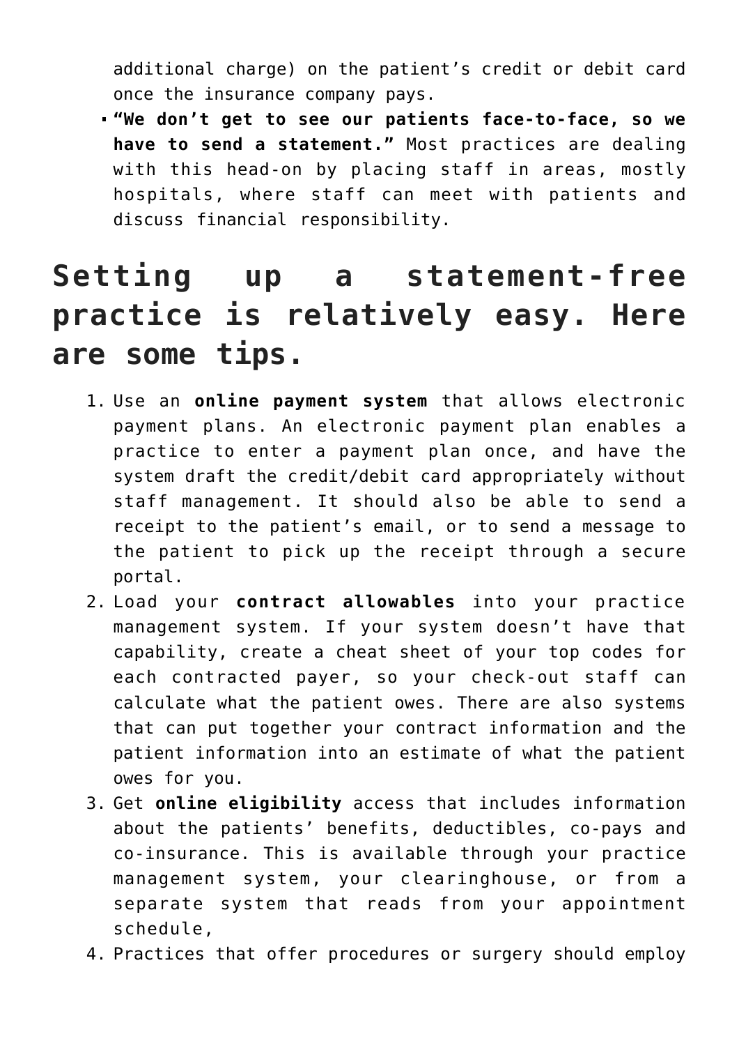additional charge) on the patient’s credit or debit card once the insurance company pays.

- **“We don’t get to see our patients face-to-face, so we have to send a statement.”** Most practices are dealing with this head-on by placing staff in areas, mostly hospitals, where staff can meet with patients and discuss financial responsibility.

## Setting up a statement-free practice is relatively easy. Here are some tips.

1. Use an **online payment system** that allows electronic payment plans. An electronic payment plan enables a practice to enter a payment plan once, and have the system draft the credit/debit card appropriately without staff management. It should also be able to send a receipt to the patient’s email, or to send a message to the patient to pick up the receipt through a secure portal.
2. Load your **contract allowables** into your practice management system. If your system doesn’t have that capability, create a cheat sheet of your top codes for each contracted payer, so your check-out staff can calculate what the patient owes. There are also systems that can put together your contract information and the patient information into an estimate of what the patient owes for you.
3. Get **online eligibility** access that includes information about the patients’ benefits, deductibles, co-pays and co-insurance. This is available through your practice management system, your clearinghouse, or from a separate system that reads from your appointment schedule,
4. Practices that offer procedures or surgery should employ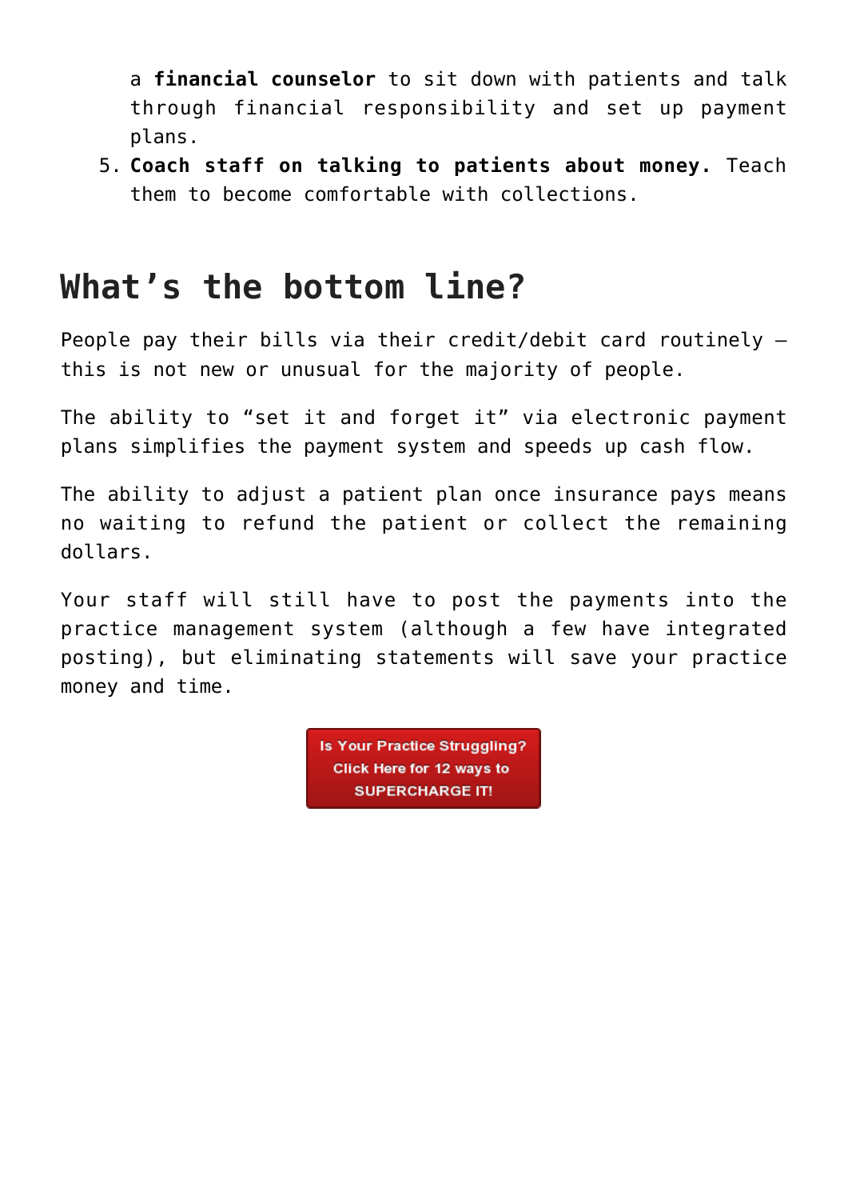a **financial counselor** to sit down with patients and talk through financial responsibility and set up payment plans.

5. **Coach staff on talking to patients about money.** Teach them to become comfortable with collections.

## What's the bottom line?

People pay their bills via their credit/debit card routinely – this is not new or unusual for the majority of people.

The ability to "set it and forget it" via electronic payment plans simplifies the payment system and speeds up cash flow.

The ability to adjust a patient plan once insurance pays means no waiting to refund the patient or collect the remaining dollars.

Your staff will still have to post the payments into the practice management system (although a few have integrated posting), but eliminating statements will save your practice money and time.

Is Your Practice Struggling? Click Here for 12 ways to SUPERCHARGE IT!